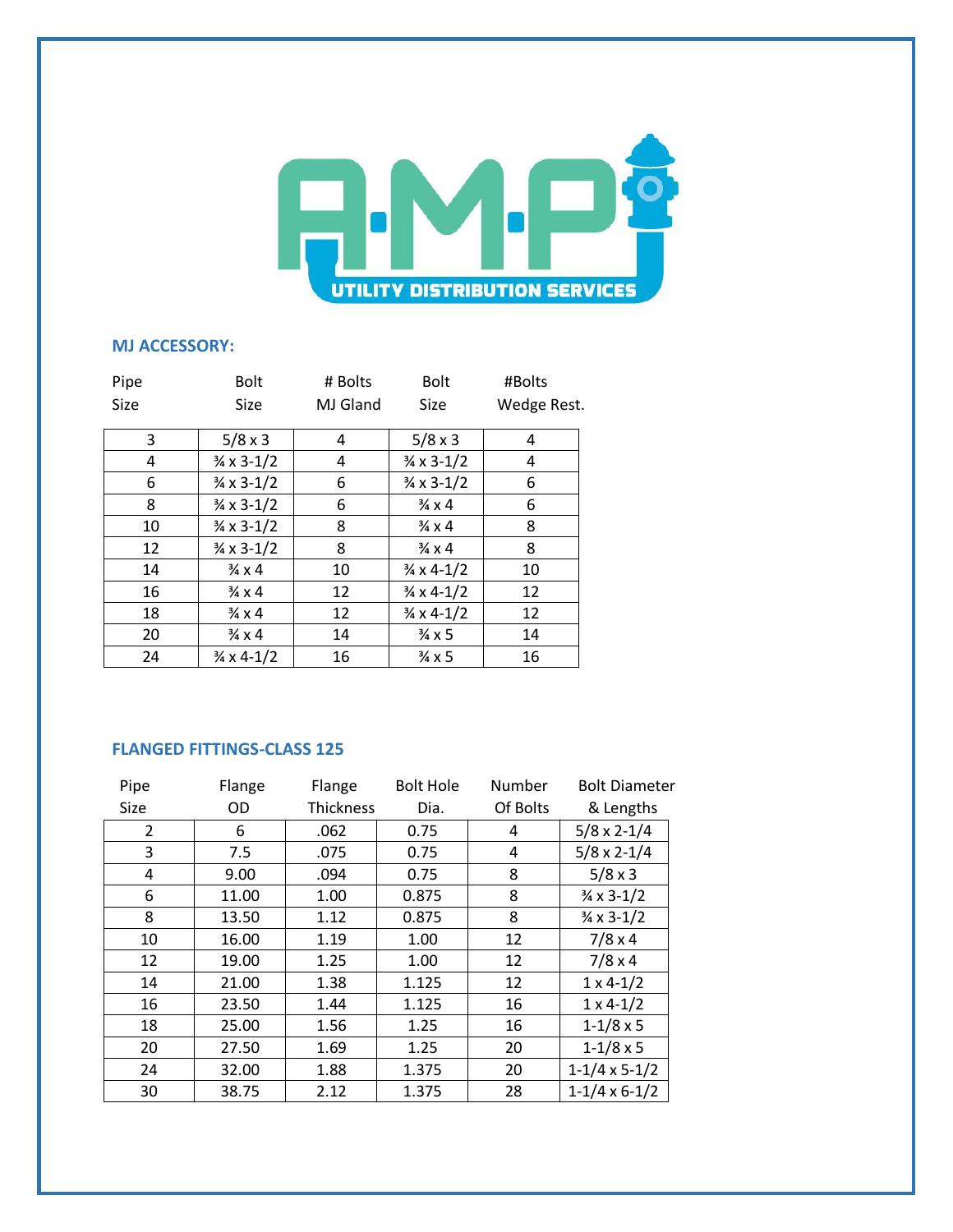A·M·P UTILITY DISTRIBUTION SERVICES

## MJ ACCESSORY:

| Pipe Size | Bolt Size | # Bolts MJ Gland | Bolt Size | #Bolts Wedge Rest. |
|---|---|---|---|---|
| 3 | 5/8 x 3 | 4 | 5/8 x 3 | 4 |
| 4 | ¾ x 3-1/2 | 4 | ¾ x 3-1/2 | 4 |
| 6 | ¾ x 3-1/2 | 6 | ¾ x 3-1/2 | 6 |
| 8 | ¾ x 3-1/2 | 6 | ¾ x 4 | 6 |
| 10 | ¾ x 3-1/2 | 8 | ¾ x 4 | 8 |
| 12 | ¾ x 3-1/2 | 8 | ¾ x 4 | 8 |
| 14 | ¾ x 4 | 10 | ¾ x 4-1/2 | 10 |
| 16 | ¾ x 4 | 12 | ¾ x 4-1/2 | 12 |
| 18 | ¾ x 4 | 12 | ¾ x 4-1/2 | 12 |
| 20 | ¾ x 4 | 14 | ¾ x 5 | 14 |
| 24 | ¾ x 4-1/2 | 16 | ¾ x 5 | 16 |

## FLANGED FITTINGS-CLASS 125

| Pipe Size | Flange OD | Flange Thickness | Bolt Hole Dia. | Number Of Bolts | Bolt Diameter & Lengths |
|---|---|---|---|---|---|
| 2 | 6 | .062 | 0.75 | 4 | 5/8 x 2-1/4 |
| 3 | 7.5 | .075 | 0.75 | 4 | 5/8 x 2-1/4 |
| 4 | 9.00 | .094 | 0.75 | 8 | 5/8 x 3 |
| 6 | 11.00 | 1.00 | 0.875 | 8 | ¾ x 3-1/2 |
| 8 | 13.50 | 1.12 | 0.875 | 8 | ¾ x 3-1/2 |
| 10 | 16.00 | 1.19 | 1.00 | 12 | 7/8 x 4 |
| 12 | 19.00 | 1.25 | 1.00 | 12 | 7/8 x 4 |
| 14 | 21.00 | 1.38 | 1.125 | 12 | 1 x 4-1/2 |
| 16 | 23.50 | 1.44 | 1.125 | 16 | 1 x 4-1/2 |
| 18 | 25.00 | 1.56 | 1.25 | 16 | 1-1/8 x 5 |
| 20 | 27.50 | 1.69 | 1.25 | 20 | 1-1/8 x 5 |
| 24 | 32.00 | 1.88 | 1.375 | 20 | 1-1/4 x 5-1/2 |
| 30 | 38.75 | 2.12 | 1.375 | 28 | 1-1/4 x 6-1/2 |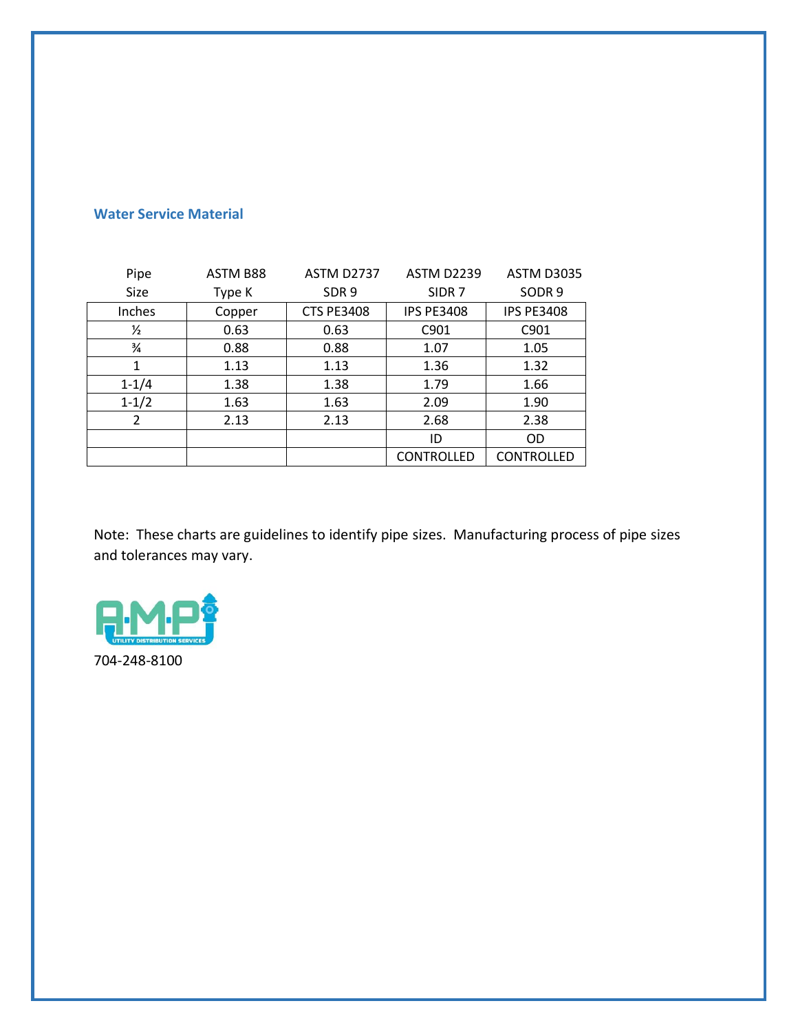## Water Service Material

| Pipe Size | ASTM B88 Type K | ASTM D2737 SDR 9 | ASTM D2239 SIDR 7 | ASTM D3035 SODR 9 |
|---|---|---|---|---|
| Inches | Copper | CTS PE3408 | IPS PE3408 | IPS PE3408 |
| ½ | 0.63 | 0.63 | C901 | C901 |
| ¾ | 0.88 | 0.88 | 1.07 | 1.05 |
| 1 | 1.13 | 1.13 | 1.36 | 1.32 |
| 1-1/4 | 1.38 | 1.38 | 1.79 | 1.66 |
| 1-1/2 | 1.63 | 1.63 | 2.09 | 1.90 |
| 2 | 2.13 | 2.13 | 2.68 | 2.38 |
| | | | ID | OD |
| | | | CONTROLLED | CONTROLLED |

Note: These charts are guidelines to identify pipe sizes. Manufacturing process of pipe sizes and tolerances may vary.

A·M·P UTILITY DISTRIBUTION SERVICES

704-248-8100